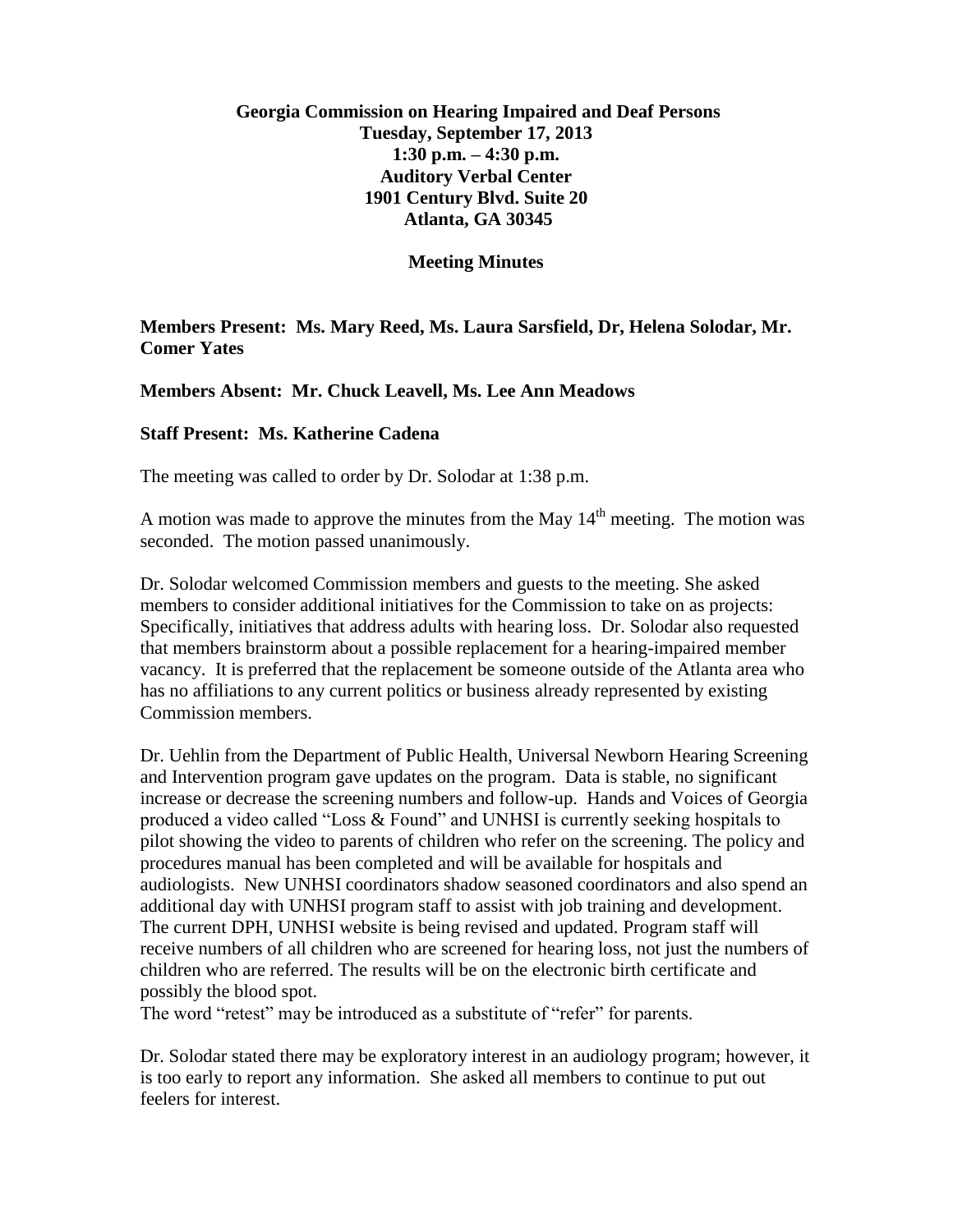**Georgia Commission on Hearing Impaired and Deaf Persons**
**Tuesday, September 17, 2013**
**1:30 p.m. – 4:30 p.m.**
**Auditory Verbal Center**
**1901 Century Blvd. Suite 20**
**Atlanta, GA 30345**

**Meeting Minutes**

**Members Present: Ms. Mary Reed, Ms. Laura Sarsfield, Dr, Helena Solodar, Mr. Comer Yates**

**Members Absent: Mr. Chuck Leavell, Ms. Lee Ann Meadows**

**Staff Present: Ms. Katherine Cadena**

The meeting was called to order by Dr. Solodar at 1:38 p.m.

A motion was made to approve the minutes from the May 14th meeting. The motion was seconded. The motion passed unanimously.

Dr. Solodar welcomed Commission members and guests to the meeting. She asked members to consider additional initiatives for the Commission to take on as projects: Specifically, initiatives that address adults with hearing loss. Dr. Solodar also requested that members brainstorm about a possible replacement for a hearing-impaired member vacancy. It is preferred that the replacement be someone outside of the Atlanta area who has no affiliations to any current politics or business already represented by existing Commission members.

Dr. Uehlin from the Department of Public Health, Universal Newborn Hearing Screening and Intervention program gave updates on the program. Data is stable, no significant increase or decrease the screening numbers and follow-up. Hands and Voices of Georgia produced a video called "Loss & Found" and UNHSI is currently seeking hospitals to pilot showing the video to parents of children who refer on the screening. The policy and procedures manual has been completed and will be available for hospitals and audiologists. New UNHSI coordinators shadow seasoned coordinators and also spend an additional day with UNHSI program staff to assist with job training and development. The current DPH, UNHSI website is being revised and updated. Program staff will receive numbers of all children who are screened for hearing loss, not just the numbers of children who are referred. The results will be on the electronic birth certificate and possibly the blood spot.
The word "retest" may be introduced as a substitute of "refer" for parents.

Dr. Solodar stated there may be exploratory interest in an audiology program; however, it is too early to report any information. She asked all members to continue to put out feelers for interest.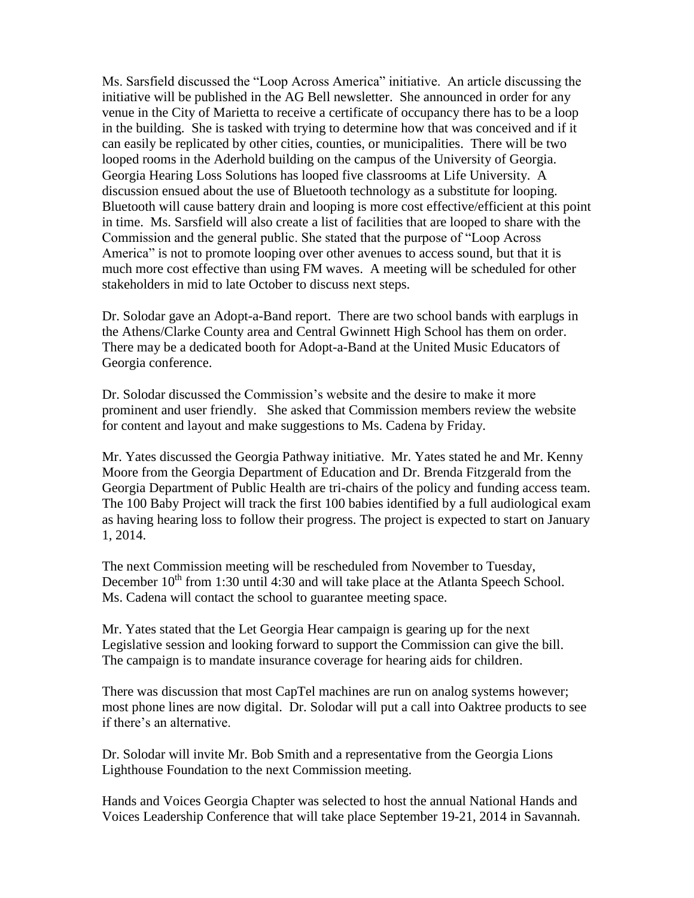Ms. Sarsfield discussed the "Loop Across America" initiative. An article discussing the initiative will be published in the AG Bell newsletter. She announced in order for any venue in the City of Marietta to receive a certificate of occupancy there has to be a loop in the building. She is tasked with trying to determine how that was conceived and if it can easily be replicated by other cities, counties, or municipalities. There will be two looped rooms in the Aderhold building on the campus of the University of Georgia. Georgia Hearing Loss Solutions has looped five classrooms at Life University. A discussion ensued about the use of Bluetooth technology as a substitute for looping. Bluetooth will cause battery drain and looping is more cost effective/efficient at this point in time. Ms. Sarsfield will also create a list of facilities that are looped to share with the Commission and the general public. She stated that the purpose of "Loop Across America" is not to promote looping over other avenues to access sound, but that it is much more cost effective than using FM waves. A meeting will be scheduled for other stakeholders in mid to late October to discuss next steps.

Dr. Solodar gave an Adopt-a-Band report. There are two school bands with earplugs in the Athens/Clarke County area and Central Gwinnett High School has them on order. There may be a dedicated booth for Adopt-a-Band at the United Music Educators of Georgia conference.

Dr. Solodar discussed the Commission's website and the desire to make it more prominent and user friendly. She asked that Commission members review the website for content and layout and make suggestions to Ms. Cadena by Friday.

Mr. Yates discussed the Georgia Pathway initiative. Mr. Yates stated he and Mr. Kenny Moore from the Georgia Department of Education and Dr. Brenda Fitzgerald from the Georgia Department of Public Health are tri-chairs of the policy and funding access team. The 100 Baby Project will track the first 100 babies identified by a full audiological exam as having hearing loss to follow their progress. The project is expected to start on January 1, 2014.

The next Commission meeting will be rescheduled from November to Tuesday, December 10th from 1:30 until 4:30 and will take place at the Atlanta Speech School. Ms. Cadena will contact the school to guarantee meeting space.

Mr. Yates stated that the Let Georgia Hear campaign is gearing up for the next Legislative session and looking forward to support the Commission can give the bill. The campaign is to mandate insurance coverage for hearing aids for children.

There was discussion that most CapTel machines are run on analog systems however; most phone lines are now digital. Dr. Solodar will put a call into Oaktree products to see if there's an alternative.

Dr. Solodar will invite Mr. Bob Smith and a representative from the Georgia Lions Lighthouse Foundation to the next Commission meeting.

Hands and Voices Georgia Chapter was selected to host the annual National Hands and Voices Leadership Conference that will take place September 19-21, 2014 in Savannah.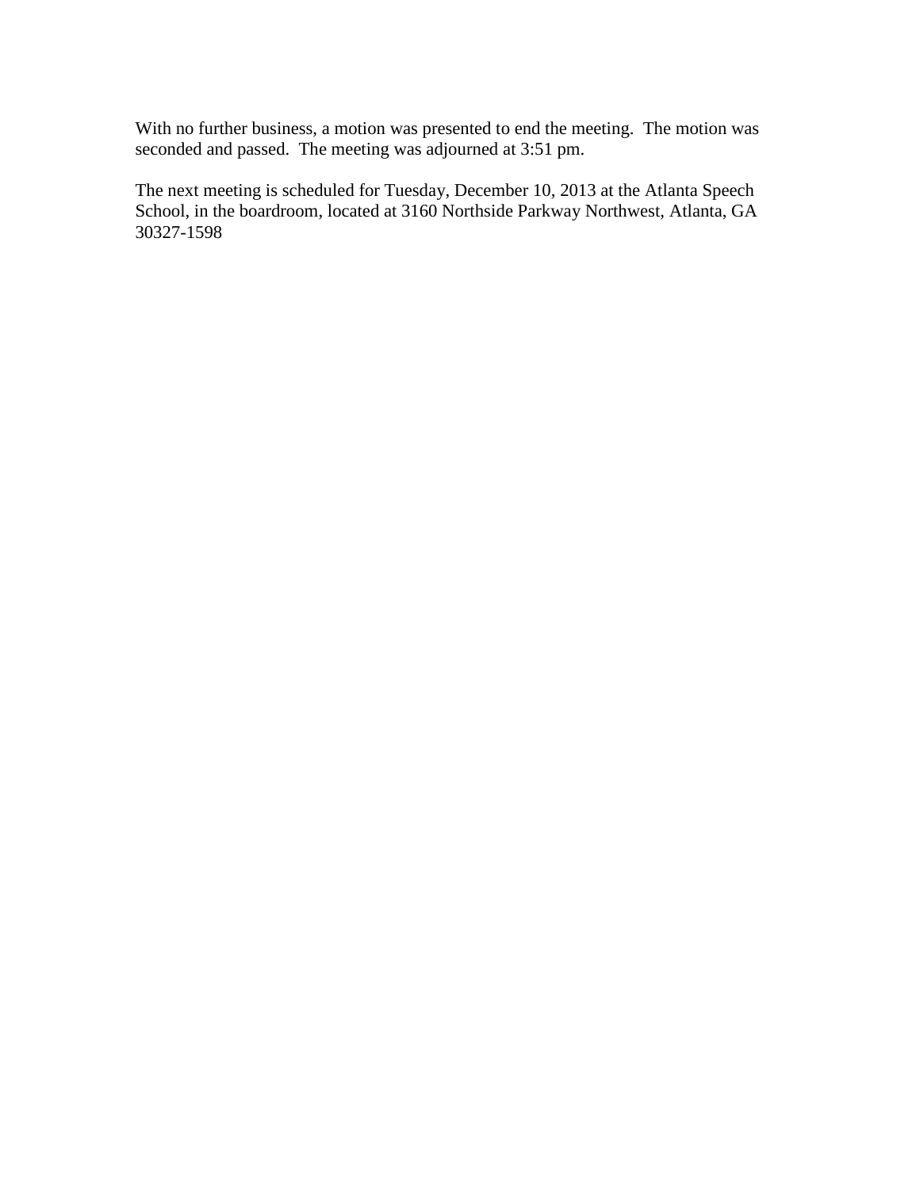With no further business, a motion was presented to end the meeting. The motion was seconded and passed. The meeting was adjourned at 3:51 pm.

The next meeting is scheduled for Tuesday, December 10, 2013 at the Atlanta Speech School, in the boardroom, located at 3160 Northside Parkway Northwest, Atlanta, GA 30327-1598